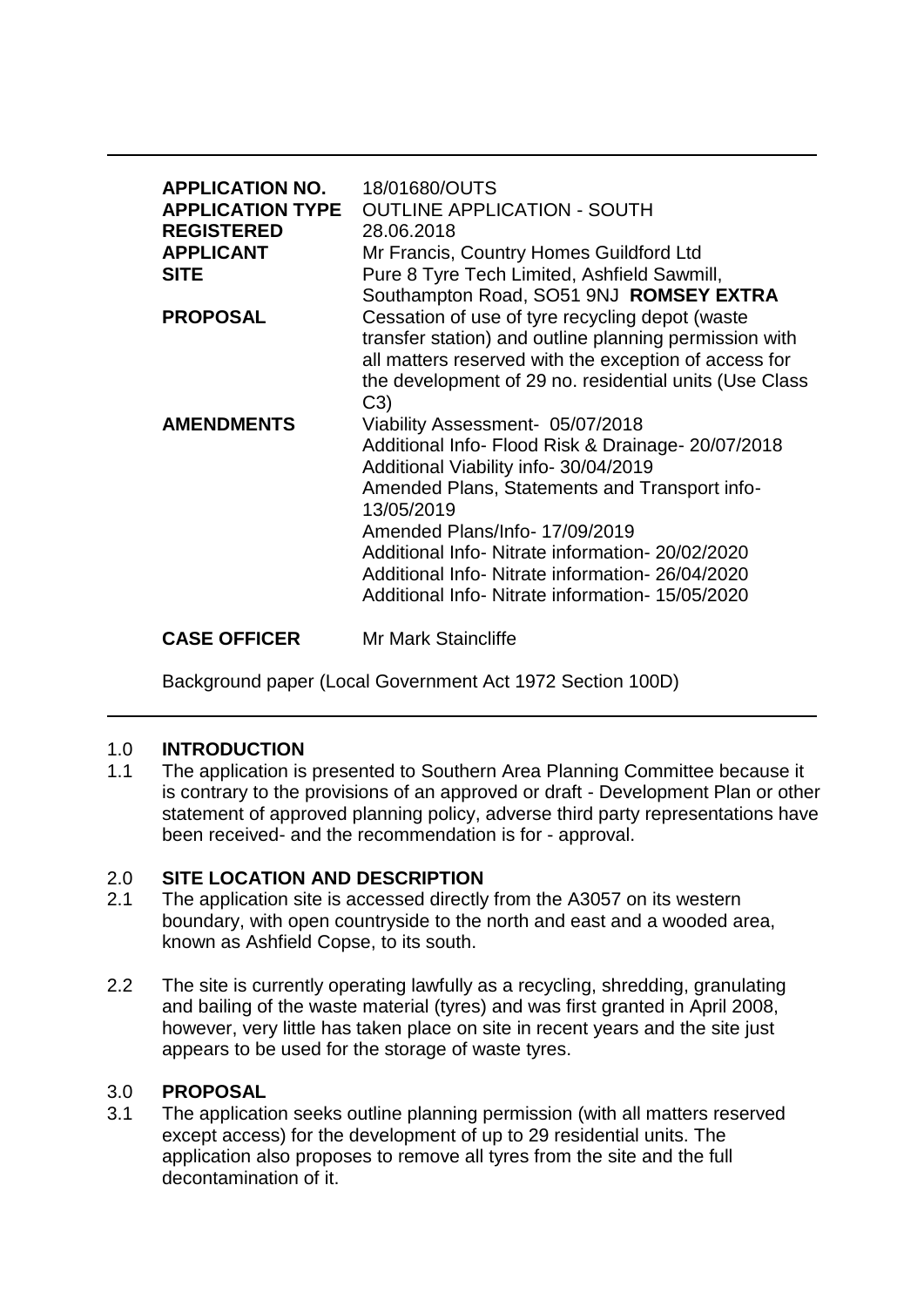| | |
|---|---|
| **APPLICATION NO.** | 18/01680/OUTS |
| **APPLICATION TYPE** | OUTLINE APPLICATION - SOUTH |
| **REGISTERED** | 28.06.2018 |
| **APPLICANT** | Mr Francis, Country Homes Guildford Ltd |
| **SITE** | Pure 8 Tyre Tech Limited, Ashfield Sawmill, Southampton Road, SO51 9NJ **ROMSEY EXTRA** |
| **PROPOSAL** | Cessation of use of tyre recycling depot (waste transfer station) and outline planning permission with all matters reserved with the exception of access for the development of 29 no. residential units (Use Class C3) |
| **AMENDMENTS** | Viability Assessment- 05/07/2018<br>Additional Info- Flood Risk & Drainage- 20/07/2018<br>Additional Viability info- 30/04/2019<br>Amended Plans, Statements and Transport info- 13/05/2019<br>Amended Plans/Info- 17/09/2019<br>Additional Info- Nitrate information- 20/02/2020<br>Additional Info- Nitrate information- 26/04/2020<br>Additional Info- Nitrate information- 15/05/2020 |
| **CASE OFFICER** | Mr Mark Staincliffe |

Background paper (Local Government Act 1972 Section 100D)

## 1.0 INTRODUCTION

1.1 The application is presented to Southern Area Planning Committee because it is contrary to the provisions of an approved or draft - Development Plan or other statement of approved planning policy, adverse third party representations have been received- and the recommendation is for - approval.

## 2.0 SITE LOCATION AND DESCRIPTION

2.1 The application site is accessed directly from the A3057 on its western boundary, with open countryside to the north and east and a wooded area, known as Ashfield Copse, to its south.

2.2 The site is currently operating lawfully as a recycling, shredding, granulating and bailing of the waste material (tyres) and was first granted in April 2008, however, very little has taken place on site in recent years and the site just appears to be used for the storage of waste tyres.

## 3.0 PROPOSAL

3.1 The application seeks outline planning permission (with all matters reserved except access) for the development of up to 29 residential units. The application also proposes to remove all tyres from the site and the full decontamination of it.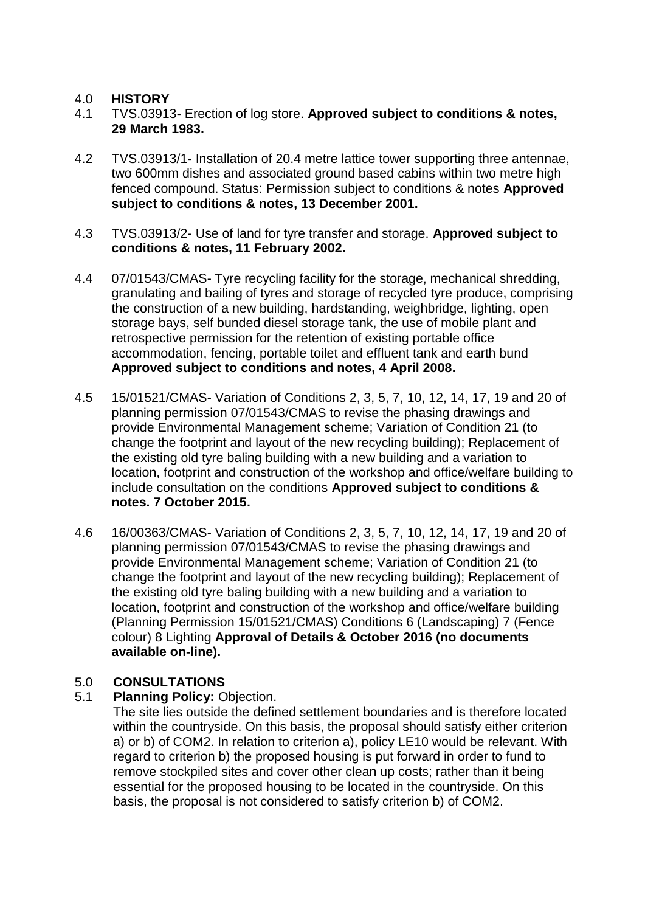## 4.0 HISTORY

4.1 TVS.03913- Erection of log store. **Approved subject to conditions & notes, 29 March 1983.**

4.2 TVS.03913/1- Installation of 20.4 metre lattice tower supporting three antennae, two 600mm dishes and associated ground based cabins within two metre high fenced compound. Status: Permission subject to conditions & notes **Approved subject to conditions & notes, 13 December 2001.**

4.3 TVS.03913/2- Use of land for tyre transfer and storage. **Approved subject to conditions & notes, 11 February 2002.**

4.4 07/01543/CMAS- Tyre recycling facility for the storage, mechanical shredding, granulating and bailing of tyres and storage of recycled tyre produce, comprising the construction of a new building, hardstanding, weighbridge, lighting, open storage bays, self bunded diesel storage tank, the use of mobile plant and retrospective permission for the retention of existing portable office accommodation, fencing, portable toilet and effluent tank and earth bund **Approved subject to conditions and notes, 4 April 2008.**

4.5 15/01521/CMAS- Variation of Conditions 2, 3, 5, 7, 10, 12, 14, 17, 19 and 20 of planning permission 07/01543/CMAS to revise the phasing drawings and provide Environmental Management scheme; Variation of Condition 21 (to change the footprint and layout of the new recycling building); Replacement of the existing old tyre baling building with a new building and a variation to location, footprint and construction of the workshop and office/welfare building to include consultation on the conditions **Approved subject to conditions & notes. 7 October 2015.**

4.6 16/00363/CMAS- Variation of Conditions 2, 3, 5, 7, 10, 12, 14, 17, 19 and 20 of planning permission 07/01543/CMAS to revise the phasing drawings and provide Environmental Management scheme; Variation of Condition 21 (to change the footprint and layout of the new recycling building); Replacement of the existing old tyre baling building with a new building and a variation to location, footprint and construction of the workshop and office/welfare building (Planning Permission 15/01521/CMAS) Conditions 6 (Landscaping) 7 (Fence colour) 8 Lighting **Approval of Details & October 2016 (no documents available on-line).**

## 5.0 CONSULTATIONS

5.1 **Planning Policy:** Objection.
The site lies outside the defined settlement boundaries and is therefore located within the countryside. On this basis, the proposal should satisfy either criterion a) or b) of COM2. In relation to criterion a), policy LE10 would be relevant. With regard to criterion b) the proposed housing is put forward in order to fund to remove stockpiled sites and cover other clean up costs; rather than it being essential for the proposed housing to be located in the countryside. On this basis, the proposal is not considered to satisfy criterion b) of COM2.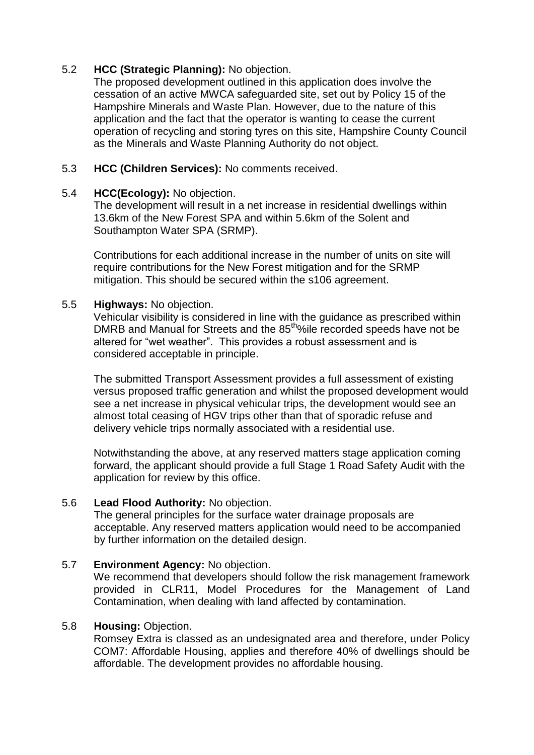5.2 **HCC (Strategic Planning):** No objection.

The proposed development outlined in this application does involve the cessation of an active MWCA safeguarded site, set out by Policy 15 of the Hampshire Minerals and Waste Plan. However, due to the nature of this application and the fact that the operator is wanting to cease the current operation of recycling and storing tyres on this site, Hampshire County Council as the Minerals and Waste Planning Authority do not object.

5.3 **HCC (Children Services):** No comments received.

5.4 **HCC(Ecology):** No objection.

The development will result in a net increase in residential dwellings within 13.6km of the New Forest SPA and within 5.6km of the Solent and Southampton Water SPA (SRMP).

Contributions for each additional increase in the number of units on site will require contributions for the New Forest mitigation and for the SRMP mitigation. This should be secured within the s106 agreement.

5.5 **Highways:** No objection.

Vehicular visibility is considered in line with the guidance as prescribed within DMRB and Manual for Streets and the 85$^{th}$%ile recorded speeds have not be altered for "wet weather". This provides a robust assessment and is considered acceptable in principle.

The submitted Transport Assessment provides a full assessment of existing versus proposed traffic generation and whilst the proposed development would see a net increase in physical vehicular trips, the development would see an almost total ceasing of HGV trips other than that of sporadic refuse and delivery vehicle trips normally associated with a residential use.

Notwithstanding the above, at any reserved matters stage application coming forward, the applicant should provide a full Stage 1 Road Safety Audit with the application for review by this office.

5.6 **Lead Flood Authority:** No objection.

The general principles for the surface water drainage proposals are acceptable. Any reserved matters application would need to be accompanied by further information on the detailed design.

5.7 **Environment Agency:** No objection.

We recommend that developers should follow the risk management framework provided in CLR11, Model Procedures for the Management of Land Contamination, when dealing with land affected by contamination.

5.8 **Housing:** Objection.

Romsey Extra is classed as an undesignated area and therefore, under Policy COM7: Affordable Housing, applies and therefore 40% of dwellings should be affordable. The development provides no affordable housing.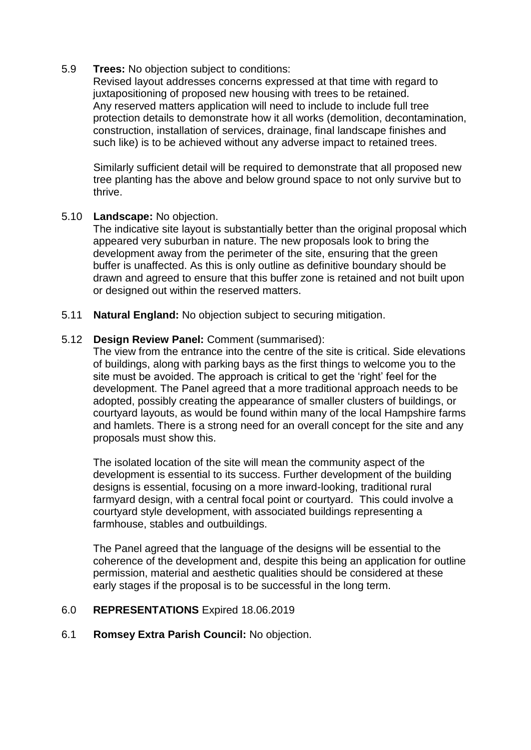5.9 **Trees:** No objection subject to conditions:

Revised layout addresses concerns expressed at that time with regard to juxtapositioning of proposed new housing with trees to be retained.
Any reserved matters application will need to include to include full tree protection details to demonstrate how it all works (demolition, decontamination, construction, installation of services, drainage, final landscape finishes and such like) is to be achieved without any adverse impact to retained trees.

Similarly sufficient detail will be required to demonstrate that all proposed new tree planting has the above and below ground space to not only survive but to thrive.

5.10 **Landscape:** No objection.

The indicative site layout is substantially better than the original proposal which appeared very suburban in nature. The new proposals look to bring the development away from the perimeter of the site, ensuring that the green buffer is unaffected. As this is only outline as definitive boundary should be drawn and agreed to ensure that this buffer zone is retained and not built upon or designed out within the reserved matters.

5.11 **Natural England:** No objection subject to securing mitigation.

5.12 **Design Review Panel:** Comment (summarised):

The view from the entrance into the centre of the site is critical. Side elevations of buildings, along with parking bays as the first things to welcome you to the site must be avoided. The approach is critical to get the 'right' feel for the development. The Panel agreed that a more traditional approach needs to be adopted, possibly creating the appearance of smaller clusters of buildings, or courtyard layouts, as would be found within many of the local Hampshire farms and hamlets. There is a strong need for an overall concept for the site and any proposals must show this.

The isolated location of the site will mean the community aspect of the development is essential to its success. Further development of the building designs is essential, focusing on a more inward-looking, traditional rural farmyard design, with a central focal point or courtyard. This could involve a courtyard style development, with associated buildings representing a farmhouse, stables and outbuildings.

The Panel agreed that the language of the designs will be essential to the coherence of the development and, despite this being an application for outline permission, material and aesthetic qualities should be considered at these early stages if the proposal is to be successful in the long term.

## 6.0 **REPRESENTATIONS** Expired 18.06.2019

6.1 **Romsey Extra Parish Council:** No objection.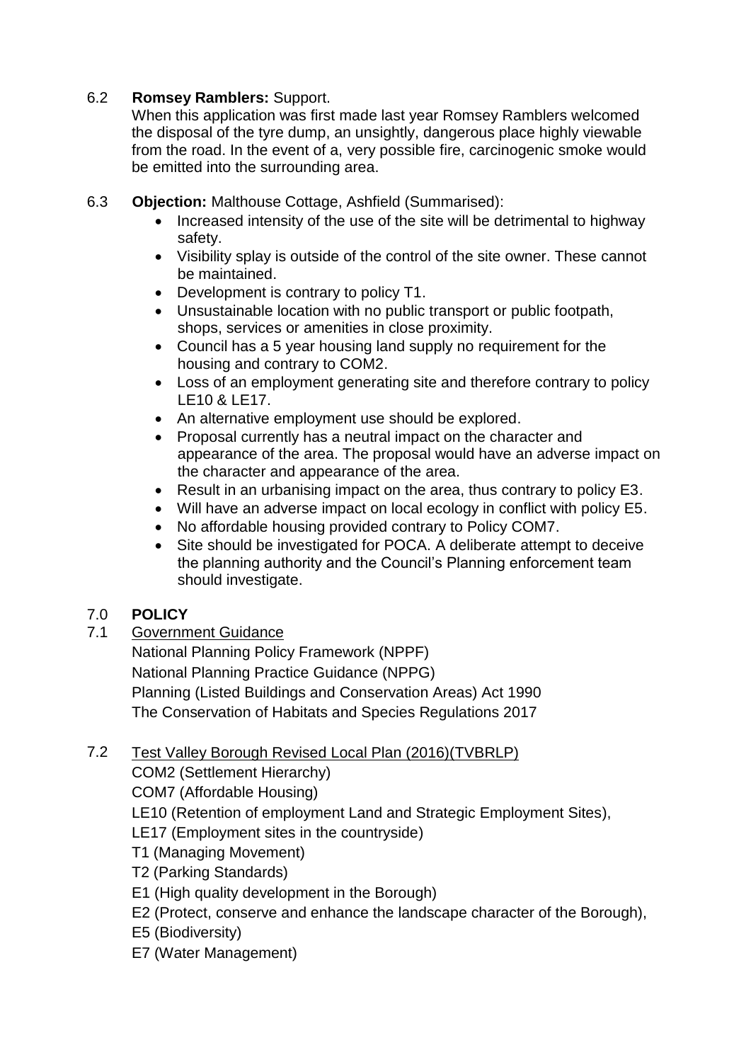6.2 **Romsey Ramblers:** Support.
When this application was first made last year Romsey Ramblers welcomed the disposal of the tyre dump, an unsightly, dangerous place highly viewable from the road. In the event of a, very possible fire, carcinogenic smoke would be emitted into the surrounding area.

6.3 **Objection:** Malthouse Cottage, Ashfield (Summarised):

- Increased intensity of the use of the site will be detrimental to highway safety.
- Visibility splay is outside of the control of the site owner. These cannot be maintained.
- Development is contrary to policy T1.
- Unsustainable location with no public transport or public footpath, shops, services or amenities in close proximity.
- Council has a 5 year housing land supply no requirement for the housing and contrary to COM2.
- Loss of an employment generating site and therefore contrary to policy LE10 & LE17.
- An alternative employment use should be explored.
- Proposal currently has a neutral impact on the character and appearance of the area. The proposal would have an adverse impact on the character and appearance of the area.
- Result in an urbanising impact on the area, thus contrary to policy E3.
- Will have an adverse impact on local ecology in conflict with policy E5.
- No affordable housing provided contrary to Policy COM7.
- Site should be investigated for POCA. A deliberate attempt to deceive the planning authority and the Council's Planning enforcement team should investigate.

## 7.0 POLICY

7.1 Government Guidance
National Planning Policy Framework (NPPF)
National Planning Practice Guidance (NPPG)
Planning (Listed Buildings and Conservation Areas) Act 1990
The Conservation of Habitats and Species Regulations 2017

7.2 Test Valley Borough Revised Local Plan (2016)(TVBRLP)
COM2 (Settlement Hierarchy)
COM7 (Affordable Housing)
LE10 (Retention of employment Land and Strategic Employment Sites),
LE17 (Employment sites in the countryside)
T1 (Managing Movement)
T2 (Parking Standards)
E1 (High quality development in the Borough)
E2 (Protect, conserve and enhance the landscape character of the Borough),
E5 (Biodiversity)
E7 (Water Management)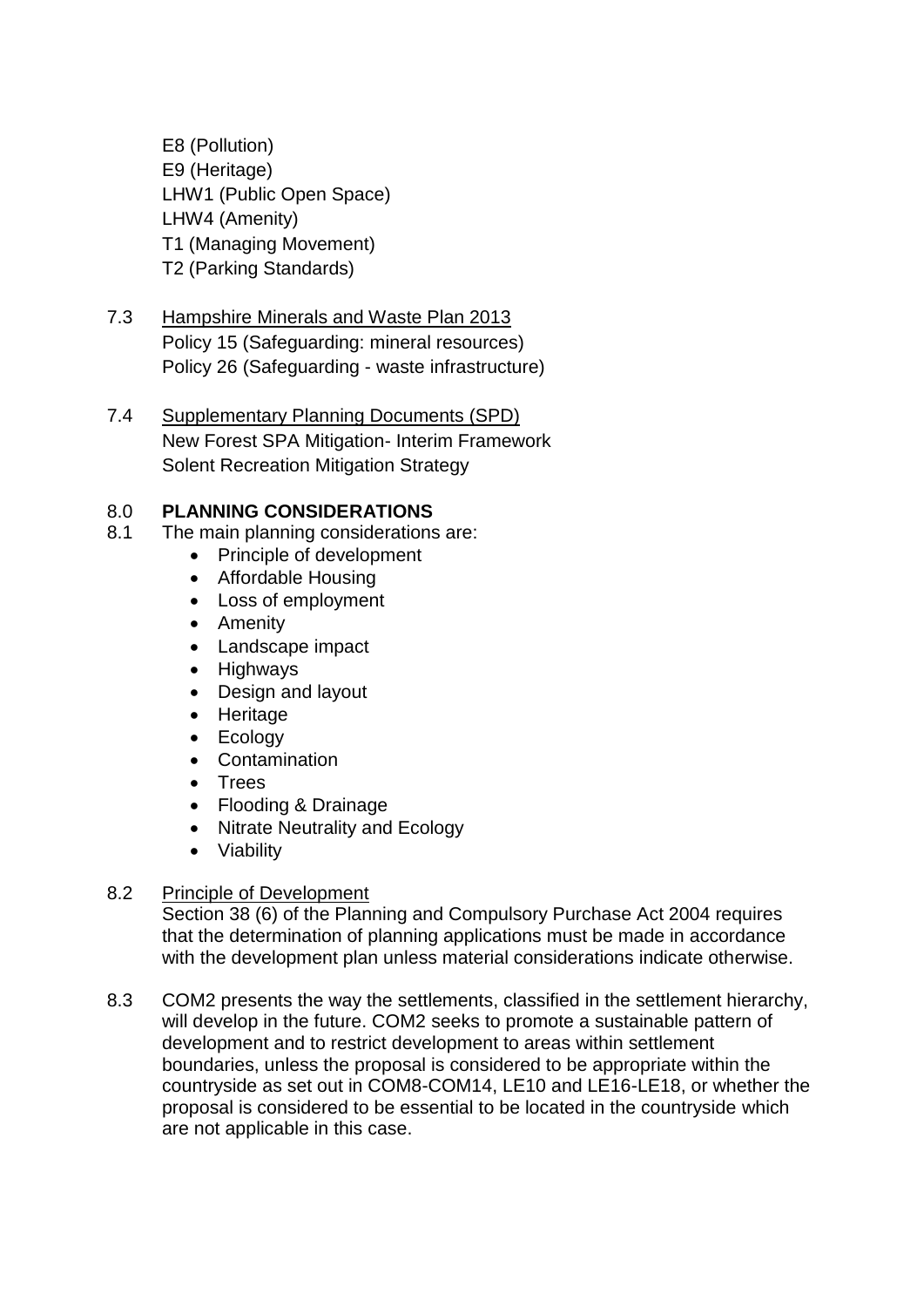E8 (Pollution)
E9 (Heritage)
LHW1 (Public Open Space)
LHW4 (Amenity)
T1 (Managing Movement)
T2 (Parking Standards)

7.3 Hampshire Minerals and Waste Plan 2013
Policy 15 (Safeguarding: mineral resources)
Policy 26 (Safeguarding - waste infrastructure)

7.4 Supplementary Planning Documents (SPD)
New Forest SPA Mitigation- Interim Framework
Solent Recreation Mitigation Strategy

## 8.0 PLANNING CONSIDERATIONS

8.1 The main planning considerations are:

- Principle of development
- Affordable Housing
- Loss of employment
- Amenity
- Landscape impact
- Highways
- Design and layout
- Heritage
- Ecology
- Contamination
- Trees
- Flooding & Drainage
- Nitrate Neutrality and Ecology
- Viability

8.2 Principle of Development
Section 38 (6) of the Planning and Compulsory Purchase Act 2004 requires that the determination of planning applications must be made in accordance with the development plan unless material considerations indicate otherwise.

8.3 COM2 presents the way the settlements, classified in the settlement hierarchy, will develop in the future. COM2 seeks to promote a sustainable pattern of development and to restrict development to areas within settlement boundaries, unless the proposal is considered to be appropriate within the countryside as set out in COM8-COM14, LE10 and LE16-LE18, or whether the proposal is considered to be essential to be located in the countryside which are not applicable in this case.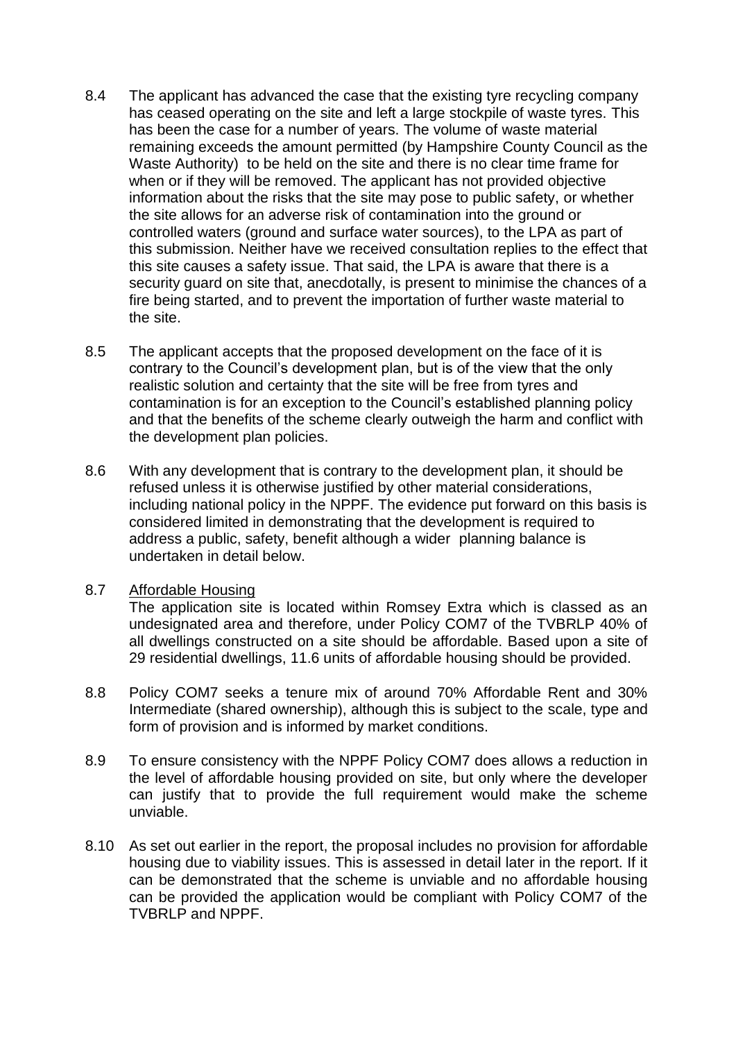8.4 The applicant has advanced the case that the existing tyre recycling company has ceased operating on the site and left a large stockpile of waste tyres. This has been the case for a number of years. The volume of waste material remaining exceeds the amount permitted (by Hampshire County Council as the Waste Authority) to be held on the site and there is no clear time frame for when or if they will be removed. The applicant has not provided objective information about the risks that the site may pose to public safety, or whether the site allows for an adverse risk of contamination into the ground or controlled waters (ground and surface water sources), to the LPA as part of this submission. Neither have we received consultation replies to the effect that this site causes a safety issue. That said, the LPA is aware that there is a security guard on site that, anecdotally, is present to minimise the chances of a fire being started, and to prevent the importation of further waste material to the site.

8.5 The applicant accepts that the proposed development on the face of it is contrary to the Council's development plan, but is of the view that the only realistic solution and certainty that the site will be free from tyres and contamination is for an exception to the Council's established planning policy and that the benefits of the scheme clearly outweigh the harm and conflict with the development plan policies.

8.6 With any development that is contrary to the development plan, it should be refused unless it is otherwise justified by other material considerations, including national policy in the NPPF. The evidence put forward on this basis is considered limited in demonstrating that the development is required to address a public, safety, benefit although a wider planning balance is undertaken in detail below.

8.7 <u>Affordable Housing</u>

The application site is located within Romsey Extra which is classed as an undesignated area and therefore, under Policy COM7 of the TVBRLP 40% of all dwellings constructed on a site should be affordable. Based upon a site of 29 residential dwellings, 11.6 units of affordable housing should be provided.

8.8 Policy COM7 seeks a tenure mix of around 70% Affordable Rent and 30% Intermediate (shared ownership), although this is subject to the scale, type and form of provision and is informed by market conditions.

8.9 To ensure consistency with the NPPF Policy COM7 does allows a reduction in the level of affordable housing provided on site, but only where the developer can justify that to provide the full requirement would make the scheme unviable.

8.10 As set out earlier in the report, the proposal includes no provision for affordable housing due to viability issues. This is assessed in detail later in the report. If it can be demonstrated that the scheme is unviable and no affordable housing can be provided the application would be compliant with Policy COM7 of the TVBRLP and NPPF.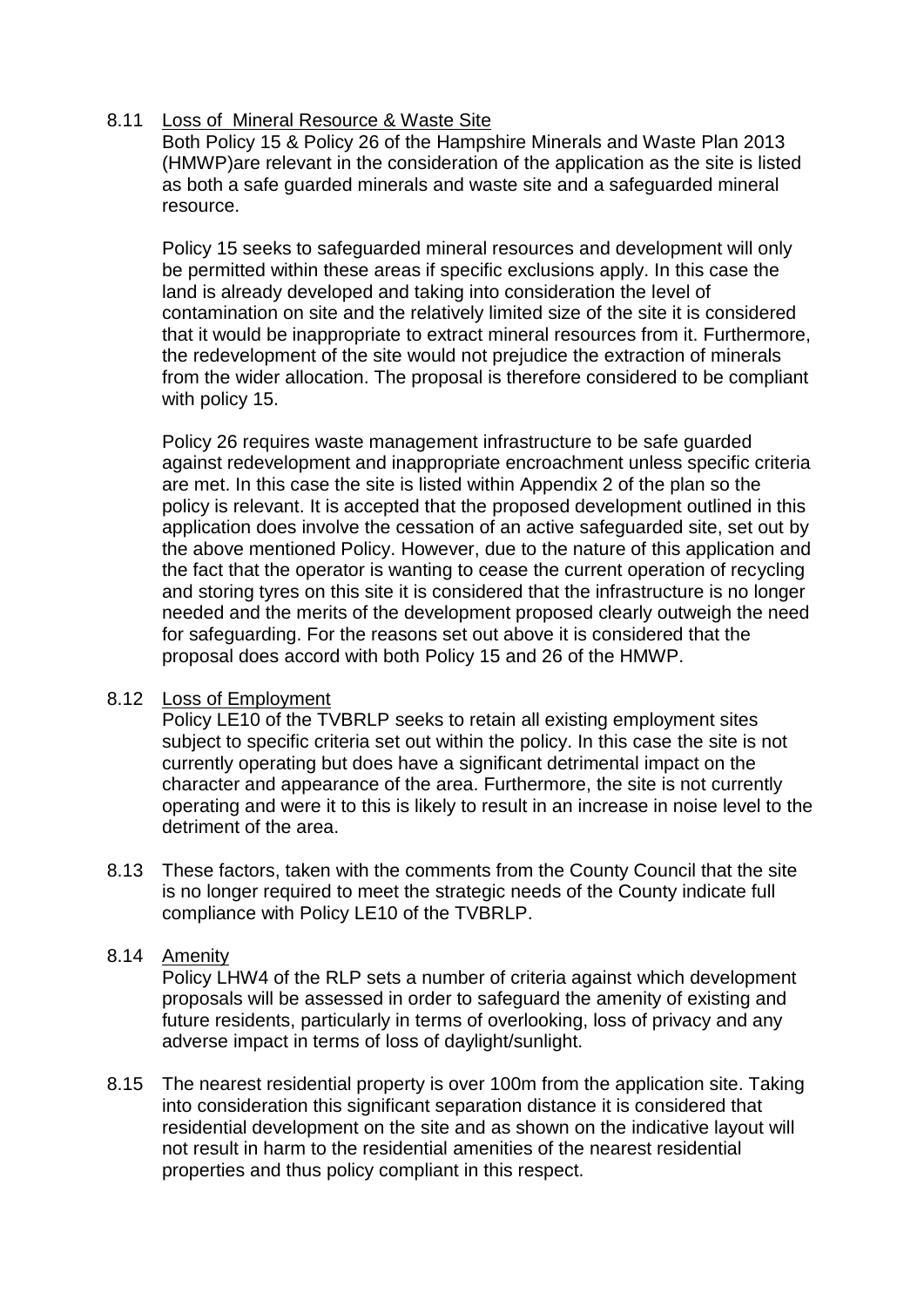8.11 Loss of  Mineral Resource & Waste Site

Both Policy 15 & Policy 26 of the Hampshire Minerals and Waste Plan 2013 (HMWP)are relevant in the consideration of the application as the site is listed as both a safe guarded minerals and waste site and a safeguarded mineral resource.

Policy 15 seeks to safeguarded mineral resources and development will only be permitted within these areas if specific exclusions apply. In this case the land is already developed and taking into consideration the level of contamination on site and the relatively limited size of the site it is considered that it would be inappropriate to extract mineral resources from it. Furthermore, the redevelopment of the site would not prejudice the extraction of minerals from the wider allocation. The proposal is therefore considered to be compliant with policy 15.

Policy 26 requires waste management infrastructure to be safe guarded against redevelopment and inappropriate encroachment unless specific criteria are met. In this case the site is listed within Appendix 2 of the plan so the policy is relevant. It is accepted that the proposed development outlined in this application does involve the cessation of an active safeguarded site, set out by the above mentioned Policy. However, due to the nature of this application and the fact that the operator is wanting to cease the current operation of recycling and storing tyres on this site it is considered that the infrastructure is no longer needed and the merits of the development proposed clearly outweigh the need for safeguarding. For the reasons set out above it is considered that the proposal does accord with both Policy 15 and 26 of the HMWP.

8.12 Loss of Employment

Policy LE10 of the TVBRLP seeks to retain all existing employment sites subject to specific criteria set out within the policy. In this case the site is not currently operating but does have a significant detrimental impact on the character and appearance of the area. Furthermore, the site is not currently operating and were it to this is likely to result in an increase in noise level to the detriment of the area.

8.13 These factors, taken with the comments from the County Council that the site is no longer required to meet the strategic needs of the County indicate full compliance with Policy LE10 of the TVBRLP.

8.14 Amenity

Policy LHW4 of the RLP sets a number of criteria against which development proposals will be assessed in order to safeguard the amenity of existing and future residents, particularly in terms of overlooking, loss of privacy and any adverse impact in terms of loss of daylight/sunlight.

8.15 The nearest residential property is over 100m from the application site. Taking into consideration this significant separation distance it is considered that residential development on the site and as shown on the indicative layout will not result in harm to the residential amenities of the nearest residential properties and thus policy compliant in this respect.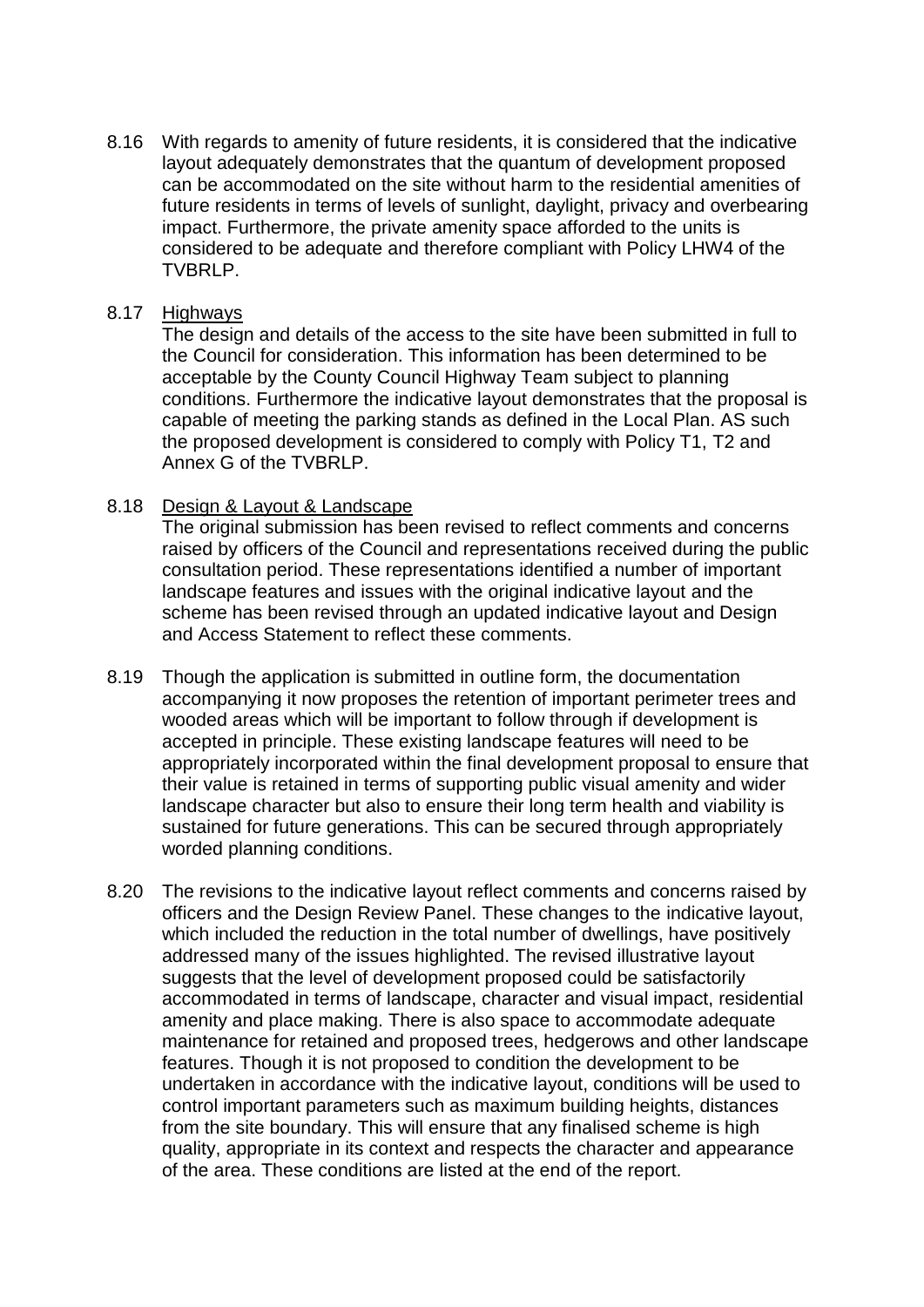8.16 With regards to amenity of future residents, it is considered that the indicative layout adequately demonstrates that the quantum of development proposed can be accommodated on the site without harm to the residential amenities of future residents in terms of levels of sunlight, daylight, privacy and overbearing impact. Furthermore, the private amenity space afforded to the units is considered to be adequate and therefore compliant with Policy LHW4 of the TVBRLP.

8.17 Highways

The design and details of the access to the site have been submitted in full to the Council for consideration. This information has been determined to be acceptable by the County Council Highway Team subject to planning conditions. Furthermore the indicative layout demonstrates that the proposal is capable of meeting the parking stands as defined in the Local Plan. AS such the proposed development is considered to comply with Policy T1, T2 and Annex G of the TVBRLP.

8.18 Design & Layout & Landscape

The original submission has been revised to reflect comments and concerns raised by officers of the Council and representations received during the public consultation period. These representations identified a number of important landscape features and issues with the original indicative layout and the scheme has been revised through an updated indicative layout and Design and Access Statement to reflect these comments.

8.19 Though the application is submitted in outline form, the documentation accompanying it now proposes the retention of important perimeter trees and wooded areas which will be important to follow through if development is accepted in principle. These existing landscape features will need to be appropriately incorporated within the final development proposal to ensure that their value is retained in terms of supporting public visual amenity and wider landscape character but also to ensure their long term health and viability is sustained for future generations. This can be secured through appropriately worded planning conditions.

8.20 The revisions to the indicative layout reflect comments and concerns raised by officers and the Design Review Panel. These changes to the indicative layout, which included the reduction in the total number of dwellings, have positively addressed many of the issues highlighted. The revised illustrative layout suggests that the level of development proposed could be satisfactorily accommodated in terms of landscape, character and visual impact, residential amenity and place making. There is also space to accommodate adequate maintenance for retained and proposed trees, hedgerows and other landscape features. Though it is not proposed to condition the development to be undertaken in accordance with the indicative layout, conditions will be used to control important parameters such as maximum building heights, distances from the site boundary. This will ensure that any finalised scheme is high quality, appropriate in its context and respects the character and appearance of the area. These conditions are listed at the end of the report.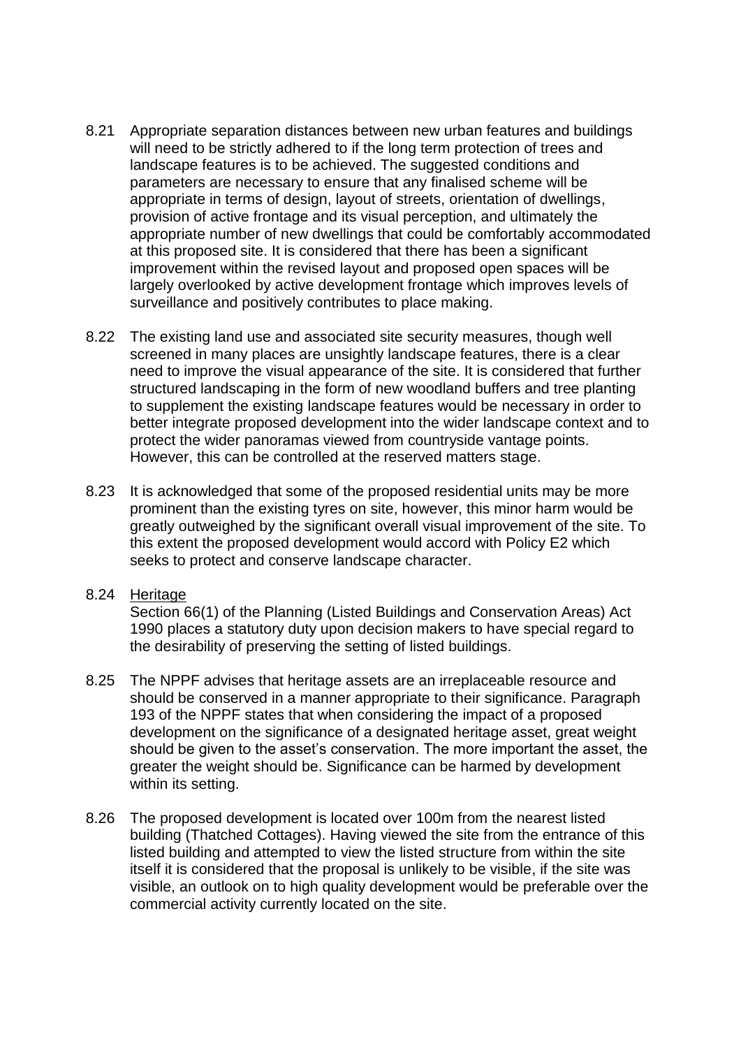8.21 Appropriate separation distances between new urban features and buildings will need to be strictly adhered to if the long term protection of trees and landscape features is to be achieved. The suggested conditions and parameters are necessary to ensure that any finalised scheme will be appropriate in terms of design, layout of streets, orientation of dwellings, provision of active frontage and its visual perception, and ultimately the appropriate number of new dwellings that could be comfortably accommodated at this proposed site. It is considered that there has been a significant improvement within the revised layout and proposed open spaces will be largely overlooked by active development frontage which improves levels of surveillance and positively contributes to place making.

8.22 The existing land use and associated site security measures, though well screened in many places are unsightly landscape features, there is a clear need to improve the visual appearance of the site. It is considered that further structured landscaping in the form of new woodland buffers and tree planting to supplement the existing landscape features would be necessary in order to better integrate proposed development into the wider landscape context and to protect the wider panoramas viewed from countryside vantage points. However, this can be controlled at the reserved matters stage.

8.23 It is acknowledged that some of the proposed residential units may be more prominent than the existing tyres on site, however, this minor harm would be greatly outweighed by the significant overall visual improvement of the site. To this extent the proposed development would accord with Policy E2 which seeks to protect and conserve landscape character.

8.24 Heritage
Section 66(1) of the Planning (Listed Buildings and Conservation Areas) Act 1990 places a statutory duty upon decision makers to have special regard to the desirability of preserving the setting of listed buildings.

8.25 The NPPF advises that heritage assets are an irreplaceable resource and should be conserved in a manner appropriate to their significance. Paragraph 193 of the NPPF states that when considering the impact of a proposed development on the significance of a designated heritage asset, great weight should be given to the asset's conservation. The more important the asset, the greater the weight should be. Significance can be harmed by development within its setting.

8.26 The proposed development is located over 100m from the nearest listed building (Thatched Cottages). Having viewed the site from the entrance of this listed building and attempted to view the listed structure from within the site itself it is considered that the proposal is unlikely to be visible, if the site was visible, an outlook on to high quality development would be preferable over the commercial activity currently located on the site.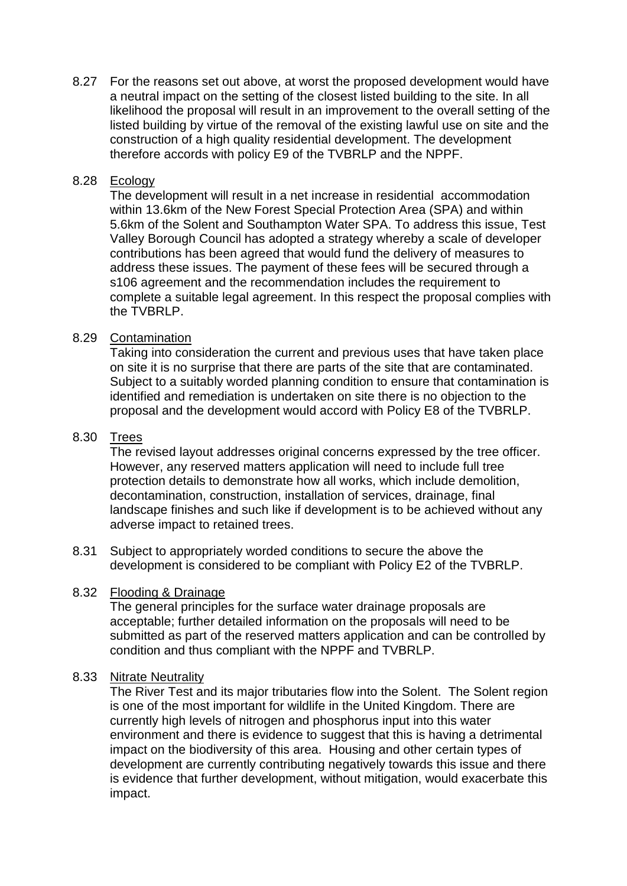8.27 For the reasons set out above, at worst the proposed development would have a neutral impact on the setting of the closest listed building to the site. In all likelihood the proposal will result in an improvement to the overall setting of the listed building by virtue of the removal of the existing lawful use on site and the construction of a high quality residential development. The development therefore accords with policy E9 of the TVBRLP and the NPPF.

8.28 Ecology

The development will result in a net increase in residential accommodation within 13.6km of the New Forest Special Protection Area (SPA) and within 5.6km of the Solent and Southampton Water SPA. To address this issue, Test Valley Borough Council has adopted a strategy whereby a scale of developer contributions has been agreed that would fund the delivery of measures to address these issues. The payment of these fees will be secured through a s106 agreement and the recommendation includes the requirement to complete a suitable legal agreement. In this respect the proposal complies with the TVBRLP.

8.29 Contamination

Taking into consideration the current and previous uses that have taken place on site it is no surprise that there are parts of the site that are contaminated. Subject to a suitably worded planning condition to ensure that contamination is identified and remediation is undertaken on site there is no objection to the proposal and the development would accord with Policy E8 of the TVBRLP.

8.30 Trees

The revised layout addresses original concerns expressed by the tree officer. However, any reserved matters application will need to include full tree protection details to demonstrate how all works, which include demolition, decontamination, construction, installation of services, drainage, final landscape finishes and such like if development is to be achieved without any adverse impact to retained trees.

8.31 Subject to appropriately worded conditions to secure the above the development is considered to be compliant with Policy E2 of the TVBRLP.

8.32 Flooding & Drainage

The general principles for the surface water drainage proposals are acceptable; further detailed information on the proposals will need to be submitted as part of the reserved matters application and can be controlled by condition and thus compliant with the NPPF and TVBRLP.

8.33 Nitrate Neutrality

The River Test and its major tributaries flow into the Solent. The Solent region is one of the most important for wildlife in the United Kingdom. There are currently high levels of nitrogen and phosphorus input into this water environment and there is evidence to suggest that this is having a detrimental impact on the biodiversity of this area. Housing and other certain types of development are currently contributing negatively towards this issue and there is evidence that further development, without mitigation, would exacerbate this impact.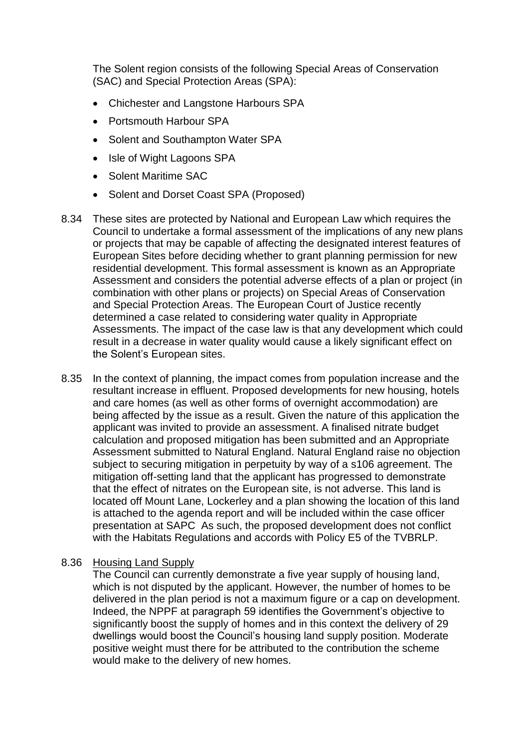The Solent region consists of the following Special Areas of Conservation (SAC) and Special Protection Areas (SPA):

- Chichester and Langstone Harbours SPA
- Portsmouth Harbour SPA
- Solent and Southampton Water SPA
- Isle of Wight Lagoons SPA
- Solent Maritime SAC
- Solent and Dorset Coast SPA (Proposed)

8.34 These sites are protected by National and European Law which requires the Council to undertake a formal assessment of the implications of any new plans or projects that may be capable of affecting the designated interest features of European Sites before deciding whether to grant planning permission for new residential development. This formal assessment is known as an Appropriate Assessment and considers the potential adverse effects of a plan or project (in combination with other plans or projects) on Special Areas of Conservation and Special Protection Areas. The European Court of Justice recently determined a case related to considering water quality in Appropriate Assessments. The impact of the case law is that any development which could result in a decrease in water quality would cause a likely significant effect on the Solent's European sites.

8.35 In the context of planning, the impact comes from population increase and the resultant increase in effluent. Proposed developments for new housing, hotels and care homes (as well as other forms of overnight accommodation) are being affected by the issue as a result. Given the nature of this application the applicant was invited to provide an assessment. A finalised nitrate budget calculation and proposed mitigation has been submitted and an Appropriate Assessment submitted to Natural England. Natural England raise no objection subject to securing mitigation in perpetuity by way of a s106 agreement. The mitigation off-setting land that the applicant has progressed to demonstrate that the effect of nitrates on the European site, is not adverse. This land is located off Mount Lane, Lockerley and a plan showing the location of this land is attached to the agenda report and will be included within the case officer presentation at SAPC As such, the proposed development does not conflict with the Habitats Regulations and accords with Policy E5 of the TVBRLP.

8.36 <u>Housing Land Supply</u>

The Council can currently demonstrate a five year supply of housing land, which is not disputed by the applicant. However, the number of homes to be delivered in the plan period is not a maximum figure or a cap on development. Indeed, the NPPF at paragraph 59 identifies the Government's objective to significantly boost the supply of homes and in this context the delivery of 29 dwellings would boost the Council's housing land supply position. Moderate positive weight must there for be attributed to the contribution the scheme would make to the delivery of new homes.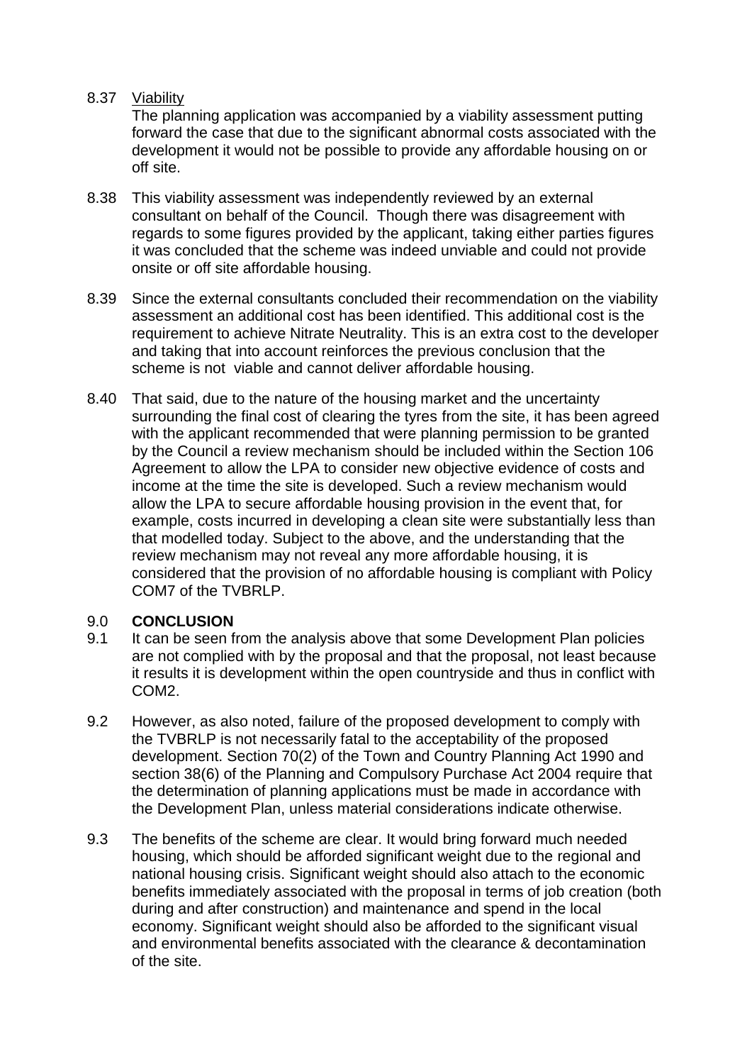8.37 Viability

The planning application was accompanied by a viability assessment putting forward the case that due to the significant abnormal costs associated with the development it would not be possible to provide any affordable housing on or off site.

8.38 This viability assessment was independently reviewed by an external consultant on behalf of the Council. Though there was disagreement with regards to some figures provided by the applicant, taking either parties figures it was concluded that the scheme was indeed unviable and could not provide onsite or off site affordable housing.

8.39 Since the external consultants concluded their recommendation on the viability assessment an additional cost has been identified. This additional cost is the requirement to achieve Nitrate Neutrality. This is an extra cost to the developer and taking that into account reinforces the previous conclusion that the scheme is not viable and cannot deliver affordable housing.

8.40 That said, due to the nature of the housing market and the uncertainty surrounding the final cost of clearing the tyres from the site, it has been agreed with the applicant recommended that were planning permission to be granted by the Council a review mechanism should be included within the Section 106 Agreement to allow the LPA to consider new objective evidence of costs and income at the time the site is developed. Such a review mechanism would allow the LPA to secure affordable housing provision in the event that, for example, costs incurred in developing a clean site were substantially less than that modelled today. Subject to the above, and the understanding that the review mechanism may not reveal any more affordable housing, it is considered that the provision of no affordable housing is compliant with Policy COM7 of the TVBRLP.

## 9.0 CONCLUSION

9.1 It can be seen from the analysis above that some Development Plan policies are not complied with by the proposal and that the proposal, not least because it results it is development within the open countryside and thus in conflict with COM2.

9.2 However, as also noted, failure of the proposed development to comply with the TVBRLP is not necessarily fatal to the acceptability of the proposed development. Section 70(2) of the Town and Country Planning Act 1990 and section 38(6) of the Planning and Compulsory Purchase Act 2004 require that the determination of planning applications must be made in accordance with the Development Plan, unless material considerations indicate otherwise.

9.3 The benefits of the scheme are clear. It would bring forward much needed housing, which should be afforded significant weight due to the regional and national housing crisis. Significant weight should also attach to the economic benefits immediately associated with the proposal in terms of job creation (both during and after construction) and maintenance and spend in the local economy. Significant weight should also be afforded to the significant visual and environmental benefits associated with the clearance & decontamination of the site.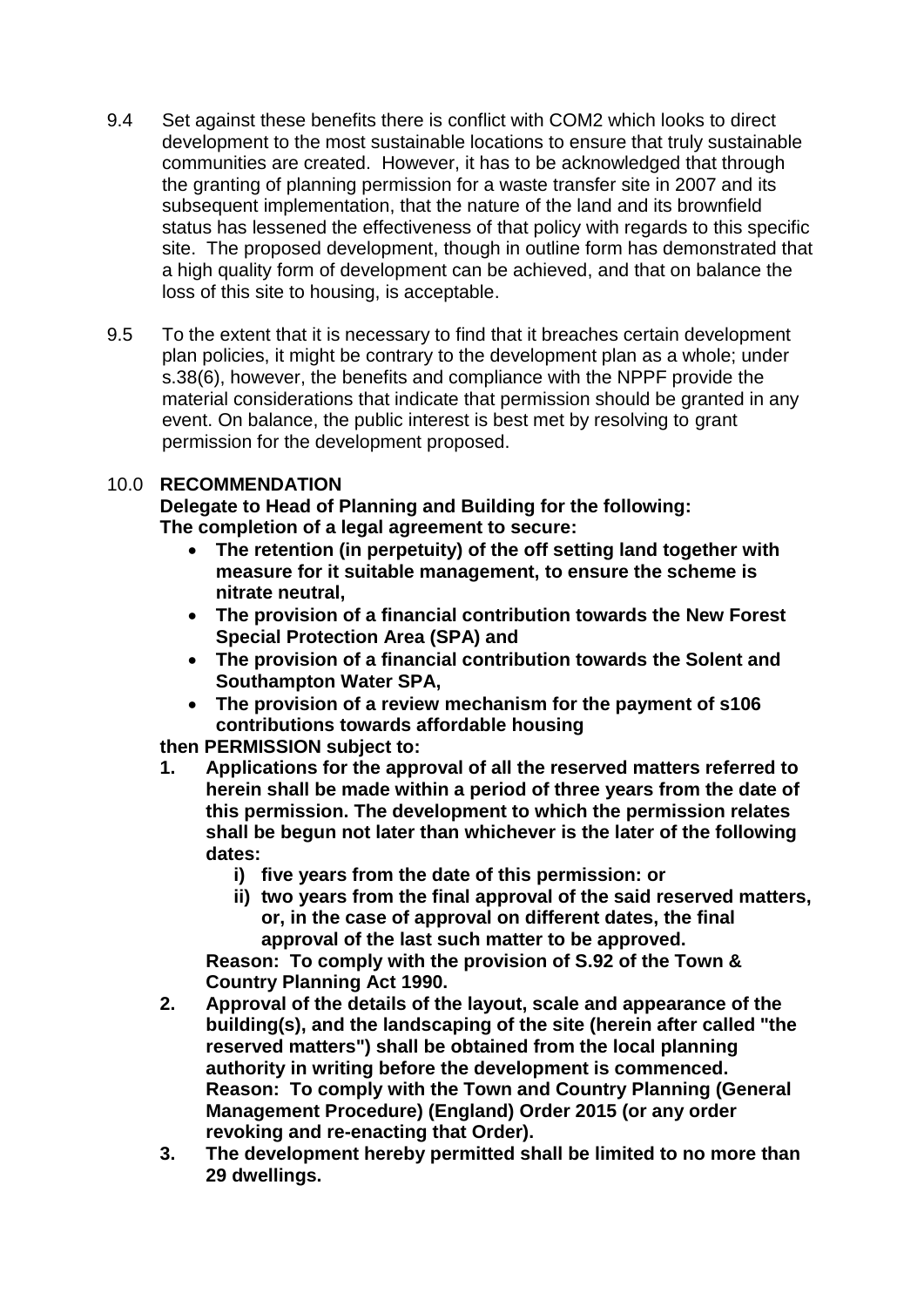9.4 Set against these benefits there is conflict with COM2 which looks to direct development to the most sustainable locations to ensure that truly sustainable communities are created. However, it has to be acknowledged that through the granting of planning permission for a waste transfer site in 2007 and its subsequent implementation, that the nature of the land and its brownfield status has lessened the effectiveness of that policy with regards to this specific site. The proposed development, though in outline form has demonstrated that a high quality form of development can be achieved, and that on balance the loss of this site to housing, is acceptable.

9.5 To the extent that it is necessary to find that it breaches certain development plan policies, it might be contrary to the development plan as a whole; under s.38(6), however, the benefits and compliance with the NPPF provide the material considerations that indicate that permission should be granted in any event. On balance, the public interest is best met by resolving to grant permission for the development proposed.

## 10.0 RECOMMENDATION

**Delegate to Head of Planning and Building for the following:**
**The completion of a legal agreement to secure:**

- **The retention (in perpetuity) of the off setting land together with measure for it suitable management, to ensure the scheme is nitrate neutral,**
- **The provision of a financial contribution towards the New Forest Special Protection Area (SPA) and**
- **The provision of a financial contribution towards the Solent and Southampton Water SPA,**
- **The provision of a review mechanism for the payment of s106 contributions towards affordable housing**

**then PERMISSION subject to:**

1. **Applications for the approval of all the reserved matters referred to herein shall be made within a period of three years from the date of this permission. The development to which the permission relates shall be begun not later than whichever is the later of the following dates:**
   - **i) five years from the date of this permission: or**
   - **ii) two years from the final approval of the said reserved matters, or, in the case of approval on different dates, the final approval of the last such matter to be approved.**

   **Reason: To comply with the provision of S.92 of the Town & Country Planning Act 1990.**
2. **Approval of the details of the layout, scale and appearance of the building(s), and the landscaping of the site (herein after called "the reserved matters") shall be obtained from the local planning authority in writing before the development is commenced.**
   **Reason: To comply with the Town and Country Planning (General Management Procedure) (England) Order 2015 (or any order revoking and re-enacting that Order).**
3. **The development hereby permitted shall be limited to no more than 29 dwellings.**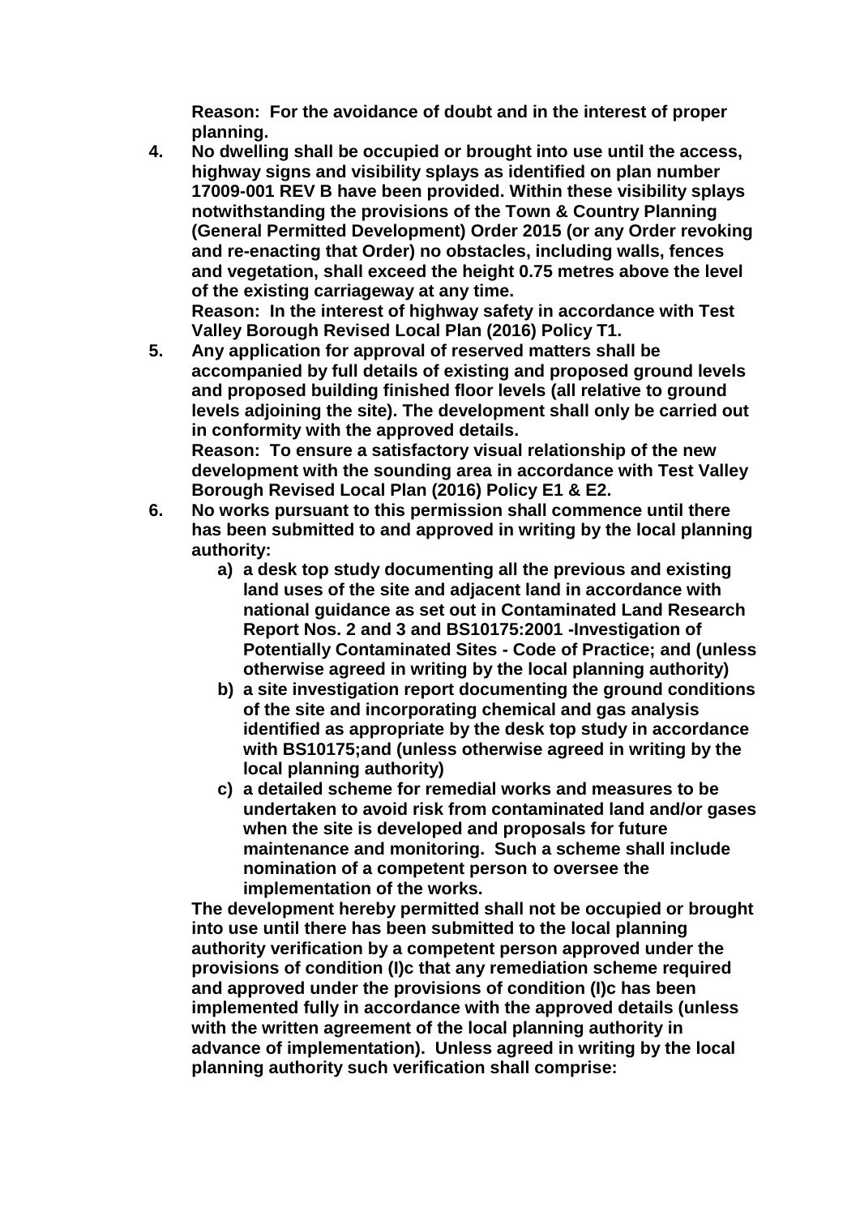**Reason: For the avoidance of doubt and in the interest of proper planning.**

4. **No dwelling shall be occupied or brought into use until the access, highway signs and visibility splays as identified on plan number 17009-001 REV B have been provided. Within these visibility splays notwithstanding the provisions of the Town & Country Planning (General Permitted Development) Order 2015 (or any Order revoking and re-enacting that Order) no obstacles, including walls, fences and vegetation, shall exceed the height 0.75 metres above the level of the existing carriageway at any time.**
   **Reason: In the interest of highway safety in accordance with Test Valley Borough Revised Local Plan (2016) Policy T1.**
5. **Any application for approval of reserved matters shall be accompanied by full details of existing and proposed ground levels and proposed building finished floor levels (all relative to ground levels adjoining the site). The development shall only be carried out in conformity with the approved details.**
   **Reason: To ensure a satisfactory visual relationship of the new development with the sounding area in accordance with Test Valley Borough Revised Local Plan (2016) Policy E1 & E2.**
6. **No works pursuant to this permission shall commence until there has been submitted to and approved in writing by the local planning authority:**
   a) **a desk top study documenting all the previous and existing land uses of the site and adjacent land in accordance with national guidance as set out in Contaminated Land Research Report Nos. 2 and 3 and BS10175:2001 -Investigation of Potentially Contaminated Sites - Code of Practice; and (unless otherwise agreed in writing by the local planning authority)**
   b) **a site investigation report documenting the ground conditions of the site and incorporating chemical and gas analysis identified as appropriate by the desk top study in accordance with BS10175;and (unless otherwise agreed in writing by the local planning authority)**
   c) **a detailed scheme for remedial works and measures to be undertaken to avoid risk from contaminated land and/or gases when the site is developed and proposals for future maintenance and monitoring. Such a scheme shall include nomination of a competent person to oversee the implementation of the works.**

   **The development hereby permitted shall not be occupied or brought into use until there has been submitted to the local planning authority verification by a competent person approved under the provisions of condition (I)c that any remediation scheme required and approved under the provisions of condition (I)c has been implemented fully in accordance with the approved details (unless with the written agreement of the local planning authority in advance of implementation). Unless agreed in writing by the local planning authority such verification shall comprise:**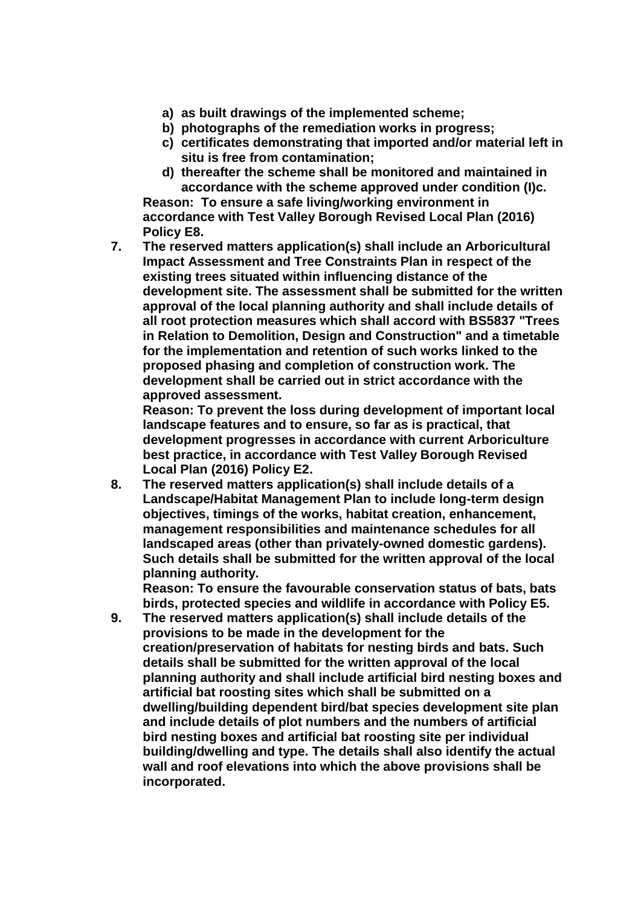a) **as built drawings of the implemented scheme;**
   b) **photographs of the remediation works in progress;**
   c) **certificates demonstrating that imported and/or material left in situ is free from contamination;**
   d) **thereafter the scheme shall be monitored and maintained in accordance with the scheme approved under condition (I)c.**

   **Reason: To ensure a safe living/working environment in accordance with Test Valley Borough Revised Local Plan (2016) Policy E8.**

7. **The reserved matters application(s) shall include an Arboricultural Impact Assessment and Tree Constraints Plan in respect of the existing trees situated within influencing distance of the development site. The assessment shall be submitted for the written approval of the local planning authority and shall include details of all root protection measures which shall accord with BS5837 "Trees in Relation to Demolition, Design and Construction" and a timetable for the implementation and retention of such works linked to the proposed phasing and completion of construction work. The development shall be carried out in strict accordance with the approved assessment.**

   **Reason: To prevent the loss during development of important local landscape features and to ensure, so far as is practical, that development progresses in accordance with current Arboriculture best practice, in accordance with Test Valley Borough Revised Local Plan (2016) Policy E2.**

8. **The reserved matters application(s) shall include details of a Landscape/Habitat Management Plan to include long-term design objectives, timings of the works, habitat creation, enhancement, management responsibilities and maintenance schedules for all landscaped areas (other than privately-owned domestic gardens). Such details shall be submitted for the written approval of the local planning authority.**

   **Reason: To ensure the favourable conservation status of bats, bats birds, protected species and wildlife in accordance with Policy E5.**

9. **The reserved matters application(s) shall include details of the provisions to be made in the development for the creation/preservation of habitats for nesting birds and bats. Such details shall be submitted for the written approval of the local planning authority and shall include artificial bird nesting boxes and artificial bat roosting sites which shall be submitted on a dwelling/building dependent bird/bat species development site plan and include details of plot numbers and the numbers of artificial bird nesting boxes and artificial bat roosting site per individual building/dwelling and type. The details shall also identify the actual wall and roof elevations into which the above provisions shall be incorporated.**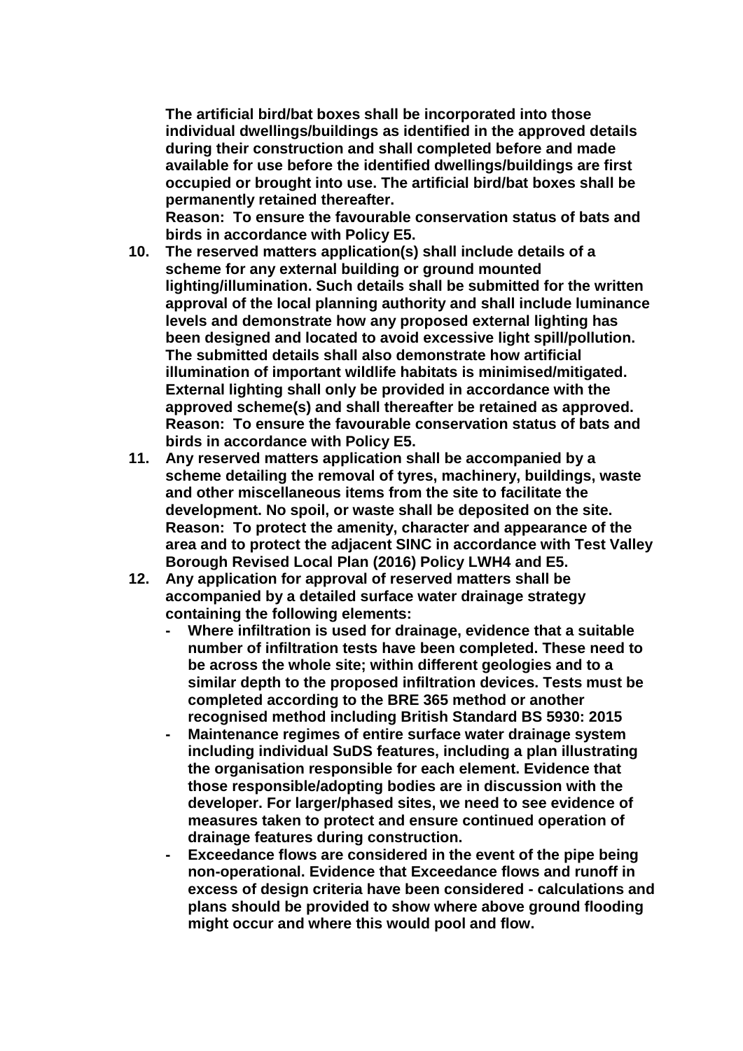**The artificial bird/bat boxes shall be incorporated into those individual dwellings/buildings as identified in the approved details during their construction and shall completed before and made available for use before the identified dwellings/buildings are first occupied or brought into use. The artificial bird/bat boxes shall be permanently retained thereafter.**
**Reason: To ensure the favourable conservation status of bats and birds in accordance with Policy E5.**

10. **The reserved matters application(s) shall include details of a scheme for any external building or ground mounted lighting/illumination. Such details shall be submitted for the written approval of the local planning authority and shall include luminance levels and demonstrate how any proposed external lighting has been designed and located to avoid excessive light spill/pollution. The submitted details shall also demonstrate how artificial illumination of important wildlife habitats is minimised/mitigated. External lighting shall only be provided in accordance with the approved scheme(s) and shall thereafter be retained as approved.**
**Reason: To ensure the favourable conservation status of bats and birds in accordance with Policy E5.**
11. **Any reserved matters application shall be accompanied by a scheme detailing the removal of tyres, machinery, buildings, waste and other miscellaneous items from the site to facilitate the development. No spoil, or waste shall be deposited on the site.**
**Reason: To protect the amenity, character and appearance of the area and to protect the adjacent SINC in accordance with Test Valley Borough Revised Local Plan (2016) Policy LWH4 and E5.**
12. **Any application for approval of reserved matters shall be accompanied by a detailed surface water drainage strategy containing the following elements:**
    - **Where infiltration is used for drainage, evidence that a suitable number of infiltration tests have been completed. These need to be across the whole site; within different geologies and to a similar depth to the proposed infiltration devices. Tests must be completed according to the BRE 365 method or another recognised method including British Standard BS 5930: 2015**
    - **Maintenance regimes of entire surface water drainage system including individual SuDS features, including a plan illustrating the organisation responsible for each element. Evidence that those responsible/adopting bodies are in discussion with the developer. For larger/phased sites, we need to see evidence of measures taken to protect and ensure continued operation of drainage features during construction.**
    - **Exceedance flows are considered in the event of the pipe being non-operational. Evidence that Exceedance flows and runoff in excess of design criteria have been considered - calculations and plans should be provided to show where above ground flooding might occur and where this would pool and flow.**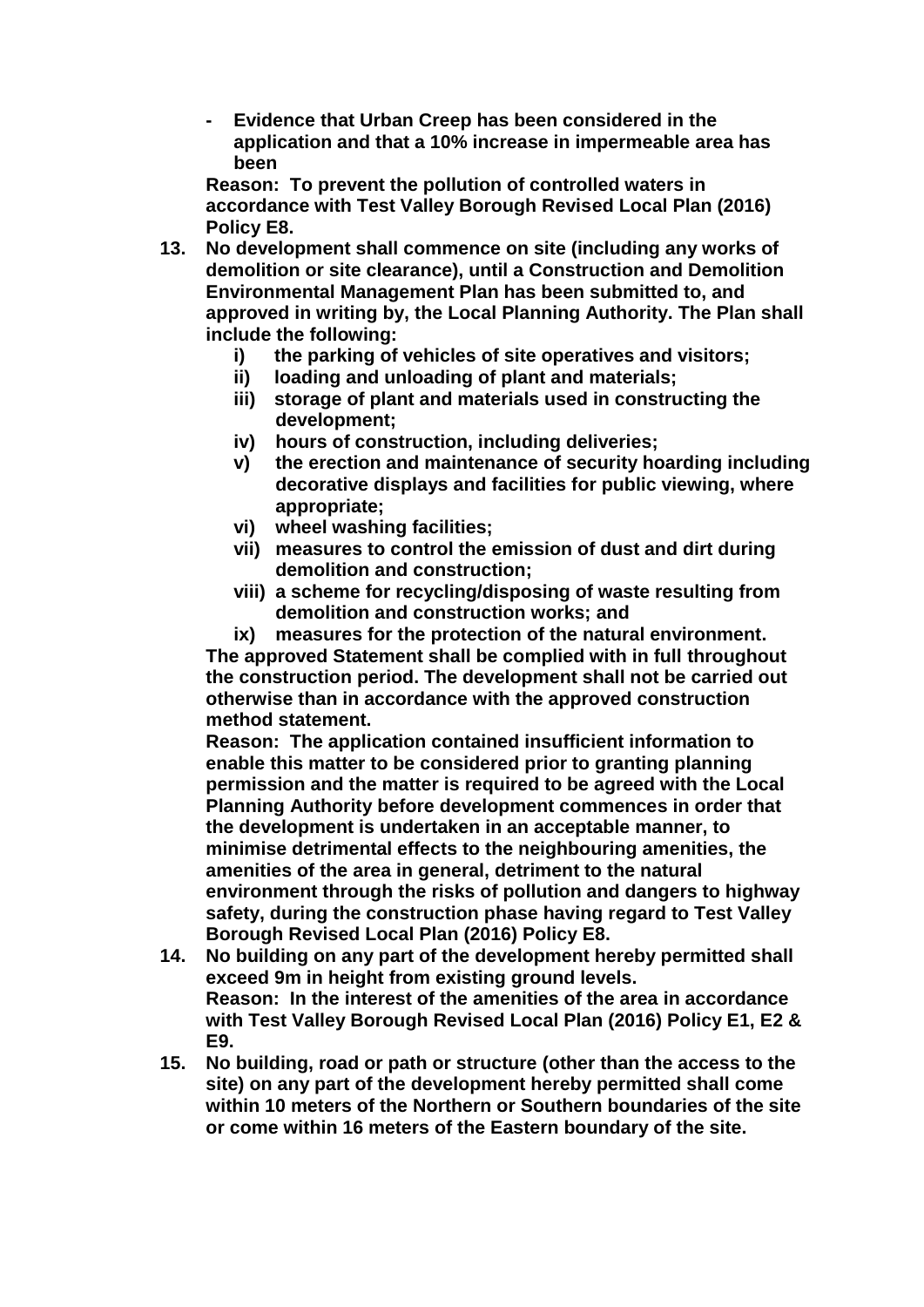- **Evidence that Urban Creep has been considered in the application and that a 10% increase in impermeable area has been**

**Reason: To prevent the pollution of controlled waters in accordance with Test Valley Borough Revised Local Plan (2016) Policy E8.**

13. **No development shall commence on site (including any works of demolition or site clearance), until a Construction and Demolition Environmental Management Plan has been submitted to, and approved in writing by, the Local Planning Authority. The Plan shall include the following:**
    - i) **the parking of vehicles of site operatives and visitors;**
    - ii) **loading and unloading of plant and materials;**
    - iii) **storage of plant and materials used in constructing the development;**
    - iv) **hours of construction, including deliveries;**
    - v) **the erection and maintenance of security hoarding including decorative displays and facilities for public viewing, where appropriate;**
    - vi) **wheel washing facilities;**
    - vii) **measures to control the emission of dust and dirt during demolition and construction;**
    - viii) **a scheme for recycling/disposing of waste resulting from demolition and construction works; and**
    - ix) **measures for the protection of the natural environment.**

    **The approved Statement shall be complied with in full throughout the construction period. The development shall not be carried out otherwise than in accordance with the approved construction method statement.**

    **Reason: The application contained insufficient information to enable this matter to be considered prior to granting planning permission and the matter is required to be agreed with the Local Planning Authority before development commences in order that the development is undertaken in an acceptable manner, to minimise detrimental effects to the neighbouring amenities, the amenities of the area in general, detriment to the natural environment through the risks of pollution and dangers to highway safety, during the construction phase having regard to Test Valley Borough Revised Local Plan (2016) Policy E8.**

14. **No building on any part of the development hereby permitted shall exceed 9m in height from existing ground levels.**

    **Reason: In the interest of the amenities of the area in accordance with Test Valley Borough Revised Local Plan (2016) Policy E1, E2 & E9.**

15. **No building, road or path or structure (other than the access to the site) on any part of the development hereby permitted shall come within 10 meters of the Northern or Southern boundaries of the site or come within 16 meters of the Eastern boundary of the site.**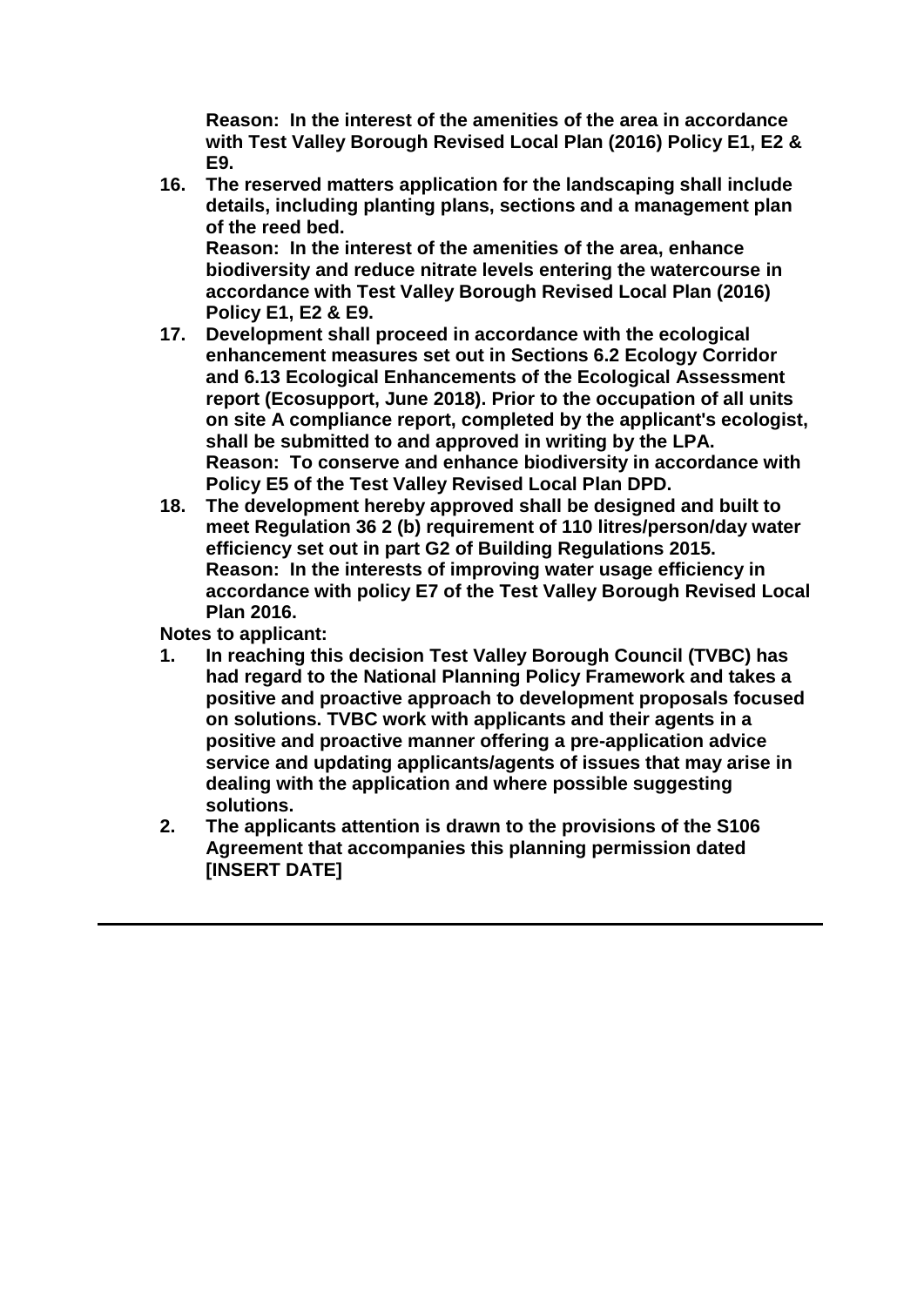**Reason: In the interest of the amenities of the area in accordance with Test Valley Borough Revised Local Plan (2016) Policy E1, E2 & E9.**

16. **The reserved matters application for the landscaping shall include details, including planting plans, sections and a management plan of the reed bed.**
    **Reason: In the interest of the amenities of the area, enhance biodiversity and reduce nitrate levels entering the watercourse in accordance with Test Valley Borough Revised Local Plan (2016) Policy E1, E2 & E9.**
17. **Development shall proceed in accordance with the ecological enhancement measures set out in Sections 6.2 Ecology Corridor and 6.13 Ecological Enhancements of the Ecological Assessment report (Ecosupport, June 2018). Prior to the occupation of all units on site A compliance report, completed by the applicant's ecologist, shall be submitted to and approved in writing by the LPA.**
    **Reason: To conserve and enhance biodiversity in accordance with Policy E5 of the Test Valley Revised Local Plan DPD.**
18. **The development hereby approved shall be designed and built to meet Regulation 36 2 (b) requirement of 110 litres/person/day water efficiency set out in part G2 of Building Regulations 2015.**
    **Reason: In the interests of improving water usage efficiency in accordance with policy E7 of the Test Valley Borough Revised Local Plan 2016.**

**Notes to applicant:**

1. **In reaching this decision Test Valley Borough Council (TVBC) has had regard to the National Planning Policy Framework and takes a positive and proactive approach to development proposals focused on solutions. TVBC work with applicants and their agents in a positive and proactive manner offering a pre-application advice service and updating applicants/agents of issues that may arise in dealing with the application and where possible suggesting solutions.**
2. **The applicants attention is drawn to the provisions of the S106 Agreement that accompanies this planning permission dated [INSERT DATE]**